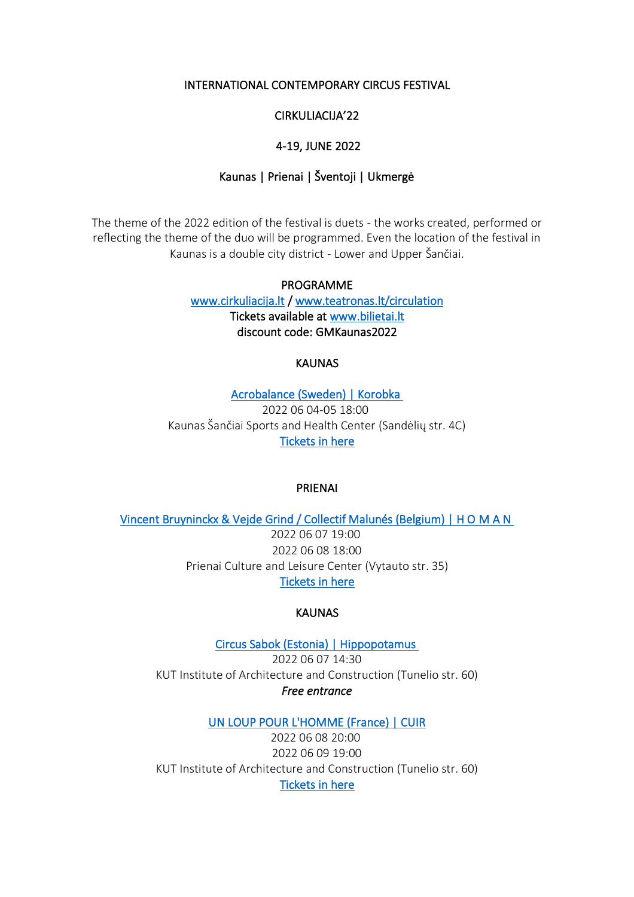# INTERNATIONAL CONTEMPORARY CIRCUS FESTIVAL

## CIRKULIACIJA'22

4-19, JUNE 2022

Kaunas | Prienai | Šventoji | Ukmergė

The theme of the 2022 edition of the festival is duets - the works created, performed or reflecting the theme of the duo will be programmed. Even the location of the festival in Kaunas is a double city district - Lower and Upper Šančiai.

## PROGRAMME

www.cirkuliacija.lt / www.teatronas.lt/circulation
Tickets available at www.bilietai.lt
discount code: GMKaunas2022

### KAUNAS

Acrobalance (Sweden) | Korobka
2022 06 04-05 18:00
Kaunas Šančiai Sports and Health Center (Sandėlių str. 4C)
Tickets in here

### PRIENAI

Vincent Bruyninckx & Vejde Grind / Collectif Malunés (Belgium) | H O M A N
2022 06 07 19:00
2022 06 08 18:00
Prienai Culture and Leisure Center (Vytauto str. 35)
Tickets in here

### KAUNAS

Circus Sabok (Estonia) | Hippopotamus
2022 06 07 14:30
KUT Institute of Architecture and Construction (Tunelio str. 60)
*Free entrance*

UN LOUP POUR L'HOMME (France) | CUIR
2022 06 08 20:00
2022 06 09 19:00
KUT Institute of Architecture and Construction (Tunelio str. 60)
Tickets in here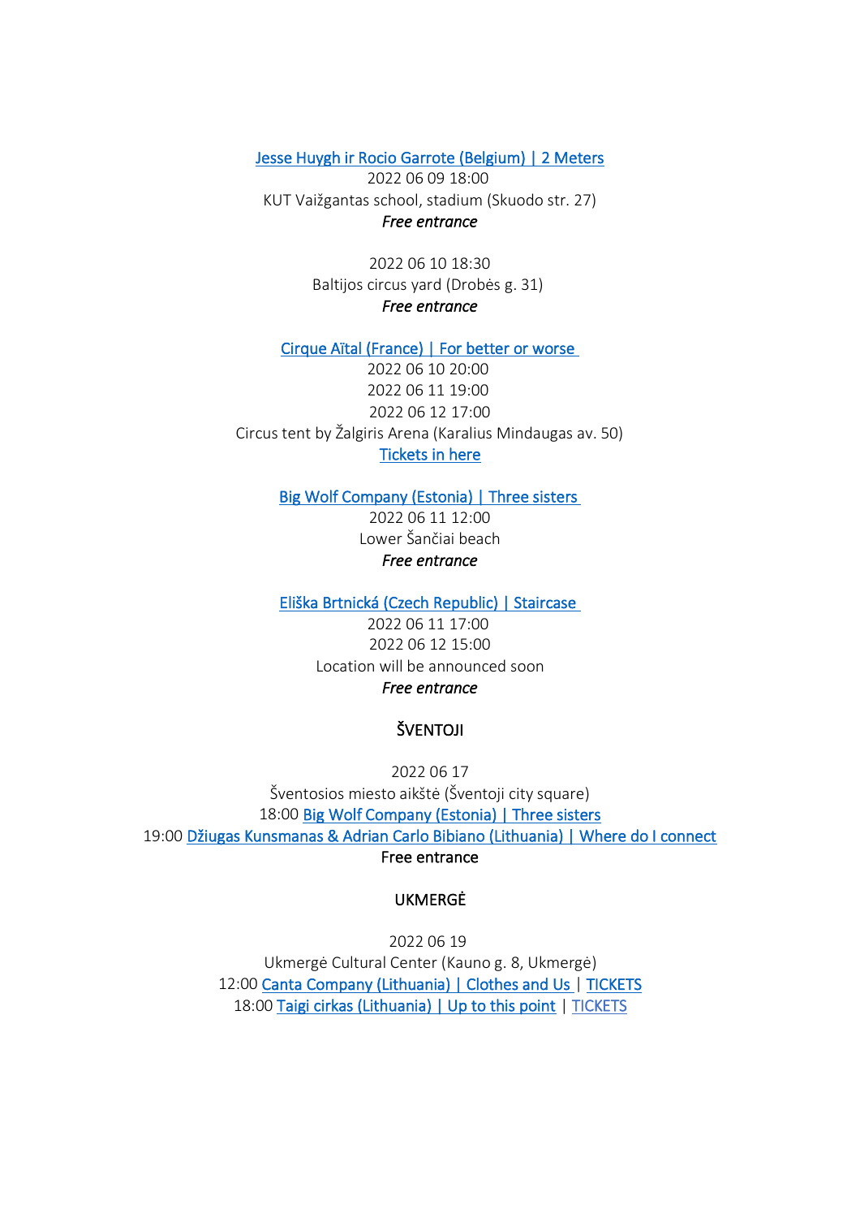Jesse Huygh ir Rocio Garrote (Belgium) | 2 Meters
2022 06 09 18:00
KUT Vaižgantas school, stadium (Skuodo str. 27)
*Free entrance*

2022 06 10 18:30
Baltijos circus yard (Drobės g. 31)
*Free entrance*

Cirque Aïtal (France) | For better or worse
2022 06 10 20:00
2022 06 11 19:00
2022 06 12 17:00
Circus tent by Žalgiris Arena (Karalius Mindaugas av. 50)
Tickets in here

Big Wolf Company (Estonia) | Three sisters
2022 06 11 12:00
Lower Šančiai beach
*Free entrance*

Eliška Brtnická (Czech Republic) | Staircase
2022 06 11 17:00
2022 06 12 15:00
Location will be announced soon
*Free entrance*

ŠVENTOJI

2022 06 17
Šventosios miesto aikštė (Šventoji city square)
18:00 Big Wolf Company (Estonia) | Three sisters
19:00 Džiugas Kunsmanas & Adrian Carlo Bibiano (Lithuania) | Where do I connect
Free entrance

UKMERGĖ

2022 06 19
Ukmergė Cultural Center (Kauno g. 8, Ukmergė)
12:00 Canta Company (Lithuania) | Clothes and Us | TICKETS
18:00 Taigi cirkas (Lithuania) | Up to this point | TICKETS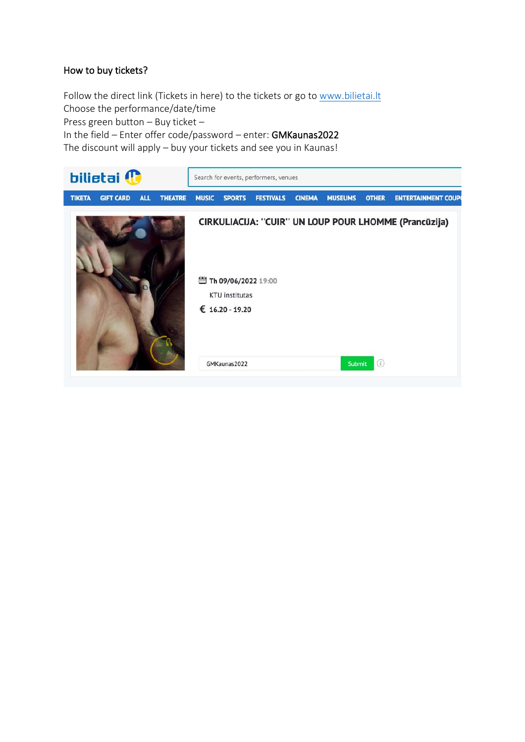## How to buy tickets?

Follow the direct link (Tickets in here) to the tickets or go to www.bilietai.lt
Choose the performance/date/time
Press green button – Buy ticket –
In the field – Enter offer code/password – enter: GMKaunas2022
The discount will apply – buy your tickets and see you in Kaunas!

bilietai

Search for events, performers, venues

TIKETA GIFT CARD ALL THEATRE MUSIC SPORTS FESTIVALS CINEMA MUSEUMS OTHER ENTERTAINMENT COUP

CIRKULIACIJA: "CUIR" UN LOUP POUR LHOMME (Prancūzija)

Th 09/06/2022 19:00

KTU institutas

€ 16.20 - 19.20

GMKaunas2022 Submit